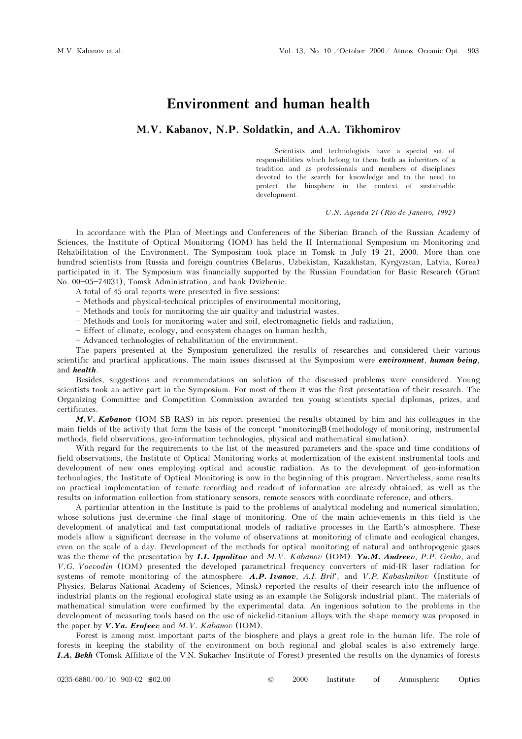# Environment and human health

## M.V. Kabanov, N.P. Soldatkin, and A.A. Tikhomirov

> Scientists and technologists have a special set of responsibilities which belong to them both as inheritors of a tradition and as professionals and members of disciplines devoted to the search for knowledge and to the need to protect the biosphere in the context of sustainable development.
>
> *U.N. Agenda 21 (Rio de Janeiro, 1992)*

In accordance with the Plan of Meetings and Conferences of the Siberian Branch of the Russian Academy of Sciences, the Institute of Optical Monitoring (IOM) has held the II International Symposium on Monitoring and Rehabilitation of the Environment. The Symposium took place in Tomsk in July 19–21, 2000. More than one hundred scientists from Russia and foreign countries (Belarus, Uzbekistan, Kazakhstan, Kyrgyzstan, Latvia, Korea) participated in it. The Symposium was financially supported by the Russian Foundation for Basic Research (Grant No. 00–05–74031), Tomsk Administration, and bank Dvizhenie.

A total of 45 oral reports were presented in five sessions:

– Methods and physical-technical principles of environmental monitoring,
– Methods and tools for monitoring the air quality and industrial wastes,
– Methods and tools for monitoring water and soil, electromagnetic fields and radiation,
– Effect of climate, ecology, and ecosystem changes on human health,
– Advanced technologies of rehabilitation of the environment.

The papers presented at the Symposium generalized the results of researches and considered their various scientific and practical applications. The main issues discussed at the Symposium were ***environment***, ***human being***, and ***health***.

Besides, suggestions and recommendations on solution of the discussed problems were considered. Young scientists took an active part in the Symposium. For most of them it was the first presentation of their research. The Organizing Committee and Competition Commission awarded ten young scientists special diplomas, prizes, and certificates.

***M.V. Kabanov*** (IOM SB RAS) in his report presented the results obtained by him and his colleagues in the main fields of the activity that form the basis of the concept "monitoringB (methodology of monitoring, instrumental methods, field observations, geo-information technologies, physical and mathematical simulation).

With regard for the requirements to the list of the measured parameters and the space and time conditions of field observations, the Institute of Optical Monitoring works at modernization of the existent instrumental tools and development of new ones employing optical and acoustic radiation. As to the development of geo-information technologies, the Institute of Optical Monitoring is now in the beginning of this program. Nevertheless, some results on practical implementation of remote recording and readout of information are already obtained, as well as the results on information collection from stationary sensors, remote sensors with coordinate reference, and others.

A particular attention in the Institute is paid to the problems of analytical modeling and numerical simulation, whose solutions just determine the final stage of monitoring. One of the main achievements in this field is the development of analytical and fast computational models of radiative processes in the Earth's atmosphere. These models allow a significant decrease in the volume of observations at monitoring of climate and ecological changes, even on the scale of a day. Development of the methods for optical monitoring of natural and anthropogenic gases was the theme of the presentation by ***I.I. Ippolitov*** and *M.V. Kabanov* (IOM). ***Yu.M. Andreev***, *P.P. Geiko*, and *V.G. Voevodin* (IOM) presented the developed parametrical frequency converters of mid-IR laser radiation for systems of remote monitoring of the atmosphere. ***A.P. Ivanov***, *A.I. Bril'*, and *V.P. Kabashnikov* (Institute of Physics, Belarus National Academy of Sciences, Minsk) reported the results of their research into the influence of industrial plants on the regional ecological state using as an example the Soligorsk industrial plant. The materials of mathematical simulation were confirmed by the experimental data. An ingenious solution to the problems in the development of measuring tools based on the use of nickelid-titanium alloys with the shape memory was proposed in the paper by ***V.Ya. Erofeev*** and *M.V. Kabanov* (IOM).

Forest is among most important parts of the biosphere and plays a great role in the human life. The role of forests in keeping the stability of the environment on both regional and global scales is also extremely large. ***I.A. Bekh*** (Tomsk Affiliate of the V.N. Sukachev Institute of Forest) presented the results on the dynamics of forests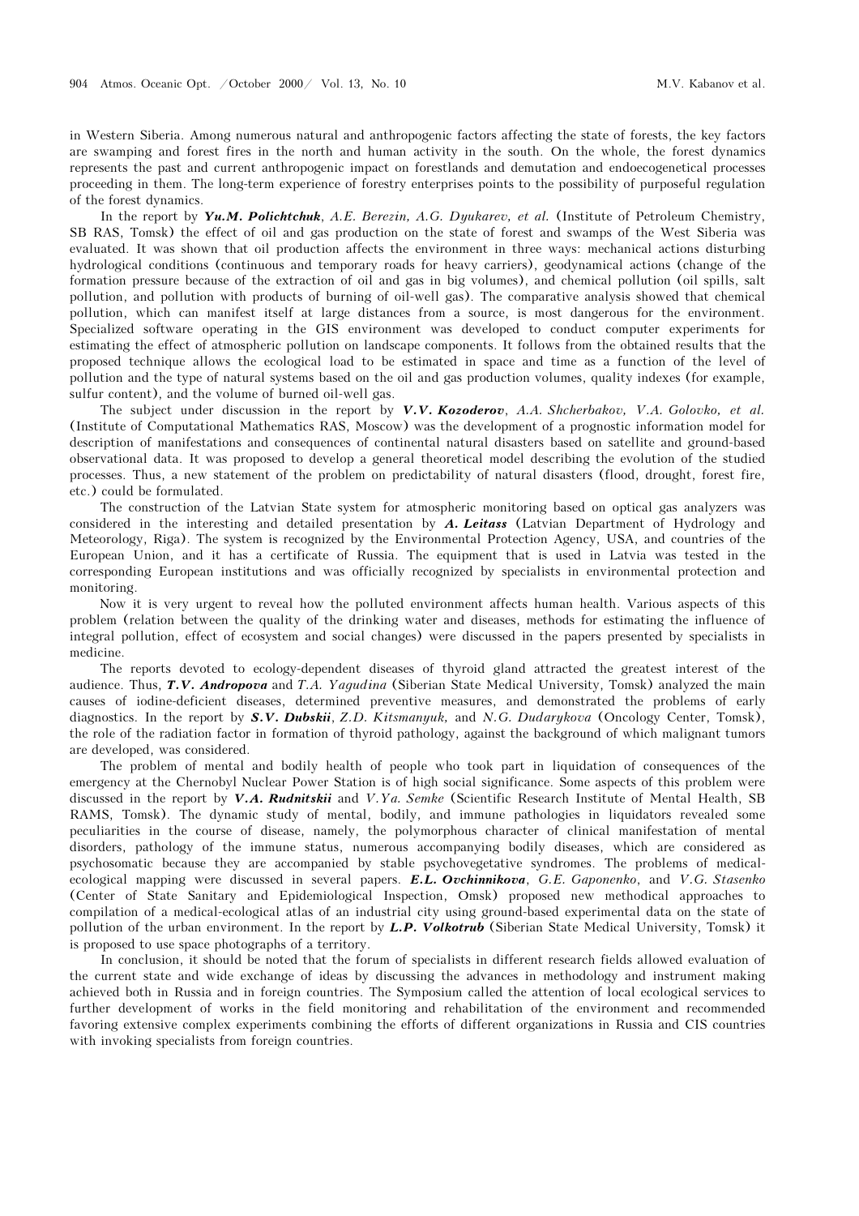in Western Siberia. Among numerous natural and anthropogenic factors affecting the state of forests, the key factors are swamping and forest fires in the north and human activity in the south. On the whole, the forest dynamics represents the past and current anthropogenic impact on forestlands and demutation and endoecogenetical processes proceeding in them. The long-term experience of forestry enterprises points to the possibility of purposeful regulation of the forest dynamics.

In the report by ***Yu.M. Polichtchuk***, *A.E. Berezin, A.G. Dyukarev, et al.* (Institute of Petroleum Chemistry, SB RAS, Tomsk) the effect of oil and gas production on the state of forest and swamps of the West Siberia was evaluated. It was shown that oil production affects the environment in three ways: mechanical actions disturbing hydrological conditions (continuous and temporary roads for heavy carriers), geodynamical actions (change of the formation pressure because of the extraction of oil and gas in big volumes), and chemical pollution (oil spills, salt pollution, and pollution with products of burning of oil-well gas). The comparative analysis showed that chemical pollution, which can manifest itself at large distances from a source, is most dangerous for the environment. Specialized software operating in the GIS environment was developed to conduct computer experiments for estimating the effect of atmospheric pollution on landscape components. It follows from the obtained results that the proposed technique allows the ecological load to be estimated in space and time as a function of the level of pollution and the type of natural systems based on the oil and gas production volumes, quality indexes (for example, sulfur content), and the volume of burned oil-well gas.

The subject under discussion in the report by ***V.V. Kozoderov***, *A.A. Shcherbakov, V.A. Golovko, et al.* (Institute of Computational Mathematics RAS, Moscow) was the development of a prognostic information model for description of manifestations and consequences of continental natural disasters based on satellite and ground-based observational data. It was proposed to develop a general theoretical model describing the evolution of the studied processes. Thus, a new statement of the problem on predictability of natural disasters (flood, drought, forest fire, etc.) could be formulated.

The construction of the Latvian State system for atmospheric monitoring based on optical gas analyzers was considered in the interesting and detailed presentation by ***A. Leitass*** (Latvian Department of Hydrology and Meteorology, Riga). The system is recognized by the Environmental Protection Agency, USA, and countries of the European Union, and it has a certificate of Russia. The equipment that is used in Latvia was tested in the corresponding European institutions and was officially recognized by specialists in environmental protection and monitoring.

Now it is very urgent to reveal how the polluted environment affects human health. Various aspects of this problem (relation between the quality of the drinking water and diseases, methods for estimating the influence of integral pollution, effect of ecosystem and social changes) were discussed in the papers presented by specialists in medicine.

The reports devoted to ecology-dependent diseases of thyroid gland attracted the greatest interest of the audience. Thus, ***T.V. Andropova*** and *T.A. Yagudina* (Siberian State Medical University, Tomsk) analyzed the main causes of iodine-deficient diseases, determined preventive measures, and demonstrated the problems of early diagnostics. In the report by ***S.V. Dubskii***, *Z.D. Kitsmanyuk,* and *N.G. Dudarykova* (Oncology Center, Tomsk), the role of the radiation factor in formation of thyroid pathology, against the background of which malignant tumors are developed, was considered.

The problem of mental and bodily health of people who took part in liquidation of consequences of the emergency at the Chernobyl Nuclear Power Station is of high social significance. Some aspects of this problem were discussed in the report by ***V.A. Rudnitskii*** and *V.Ya. Semke* (Scientific Research Institute of Mental Health, SB RAMS, Tomsk). The dynamic study of mental, bodily, and immune pathologies in liquidators revealed some peculiarities in the course of disease, namely, the polymorphous character of clinical manifestation of mental disorders, pathology of the immune status, numerous accompanying bodily diseases, which are considered as psychosomatic because they are accompanied by stable psychovegetative syndromes. The problems of medical-ecological mapping were discussed in several papers. ***E.L. Ovchinnikova***, *G.E. Gaponenko*, and *V.G. Stasenko* (Center of State Sanitary and Epidemiological Inspection, Omsk) proposed new methodical approaches to compilation of a medical-ecological atlas of an industrial city using ground-based experimental data on the state of pollution of the urban environment. In the report by ***L.P. Volkotrub*** (Siberian State Medical University, Tomsk) it is proposed to use space photographs of a territory.

In conclusion, it should be noted that the forum of specialists in different research fields allowed evaluation of the current state and wide exchange of ideas by discussing the advances in methodology and instrument making achieved both in Russia and in foreign countries. The Symposium called the attention of local ecological services to further development of works in the field monitoring and rehabilitation of the environment and recommended favoring extensive complex experiments combining the efforts of different organizations in Russia and CIS countries with invoking specialists from foreign countries.